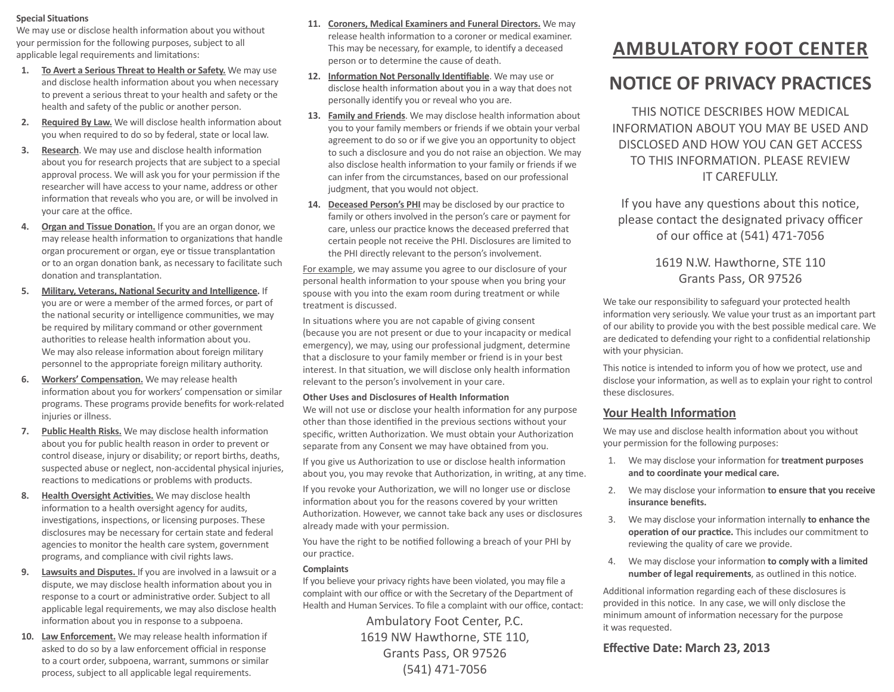**Special Situations**

We may use or disclose health information about you without your permission for the following purposes, subject to all applicable legal requirements and limitations:

1. **To Avert a Serious Threat to Health or Safety.** We may use and disclose health information about you when necessary to prevent a serious threat to your health and safety or the health and safety of the public or another person.
2. **Required By Law.** We will disclose health information about you when required to do so by federal, state or local law.
3. **Research**. We may use and disclose health information about you for research projects that are subject to a special approval process. We will ask you for your permission if the researcher will have access to your name, address or other information that reveals who you are, or will be involved in your care at the office.
4. **Organ and Tissue Donation.** If you are an organ donor, we may release health information to organizations that handle organ procurement or organ, eye or tissue transplantation or to an organ donation bank, as necessary to facilitate such donation and transplantation.
5. **Military, Veterans, National Security and Intelligence.** If you are or were a member of the armed forces, or part of the national security or intelligence communities, we may be required by military command or other government authorities to release health information about you. We may also release information about foreign military personnel to the appropriate foreign military authority.
6. **Workers' Compensation.** We may release health information about you for workers' compensation or similar programs. These programs provide benefits for work-related injuries or illness.
7. **Public Health Risks.** We may disclose health information about you for public health reason in order to prevent or control disease, injury or disability; or report births, deaths, suspected abuse or neglect, non-accidental physical injuries, reactions to medications or problems with products.
8. **Health Oversight Activities.** We may disclose health information to a health oversight agency for audits, investigations, inspections, or licensing purposes. These disclosures may be necessary for certain state and federal agencies to monitor the health care system, government programs, and compliance with civil rights laws.
9. **Lawsuits and Disputes.** If you are involved in a lawsuit or a dispute, we may disclose health information about you in response to a court or administrative order. Subject to all applicable legal requirements, we may also disclose health information about you in response to a subpoena.
10. **Law Enforcement.** We may release health information if asked to do so by a law enforcement official in response to a court order, subpoena, warrant, summons or similar process, subject to all applicable legal requirements.
11. **Coroners, Medical Examiners and Funeral Directors.** We may release health information to a coroner or medical examiner. This may be necessary, for example, to identify a deceased person or to determine the cause of death.
12. **Information Not Personally Identifiable**. We may use or disclose health information about you in a way that does not personally identify you or reveal who you are.
13. **Family and Friends**. We may disclose health information about you to your family members or friends if we obtain your verbal agreement to do so or if we give you an opportunity to object to such a disclosure and you do not raise an objection. We may also disclose health information to your family or friends if we can infer from the circumstances, based on our professional judgment, that you would not object.
14. **Deceased Person's PHI** may be disclosed by our practice to family or others involved in the person's care or payment for care, unless our practice knows the deceased preferred that certain people not receive the PHI. Disclosures are limited to the PHI directly relevant to the person's involvement.

For example, we may assume you agree to our disclosure of your personal health information to your spouse when you bring your spouse with you into the exam room during treatment or while treatment is discussed.

In situations where you are not capable of giving consent (because you are not present or due to your incapacity or medical emergency), we may, using our professional judgment, determine that a disclosure to your family member or friend is in your best interest. In that situation, we will disclose only health information relevant to the person's involvement in your care.

**Other Uses and Disclosures of Health Information**

We will not use or disclose your health information for any purpose other than those identified in the previous sections without your specific, written Authorization. We must obtain your Authorization separate from any Consent we may have obtained from you.

If you give us Authorization to use or disclose health information about you, you may revoke that Authorization, in writing, at any time.

If you revoke your Authorization, we will no longer use or disclose information about you for the reasons covered by your written Authorization. However, we cannot take back any uses or disclosures already made with your permission.

You have the right to be notified following a breach of your PHI by our practice.

**Complaints**

If you believe your privacy rights have been violated, you may file a complaint with our office or with the Secretary of the Department of Health and Human Services. To file a complaint with our office, contact:

Ambulatory Foot Center, P.C.
1619 NW Hawthorne, STE 110,
Grants Pass, OR 97526
(541) 471-7056

# AMBULATORY FOOT CENTER

# NOTICE OF PRIVACY PRACTICES

THIS NOTICE DESCRIBES HOW MEDICAL INFORMATION ABOUT YOU MAY BE USED AND DISCLOSED AND HOW YOU CAN GET ACCESS TO THIS INFORMATION. PLEASE REVIEW IT CAREFULLY.

If you have any questions about this notice, please contact the designated privacy officer of our office at (541) 471-7056

1619 N.W. Hawthorne, STE 110
Grants Pass, OR 97526

We take our responsibility to safeguard your protected health information very seriously. We value your trust as an important part of our ability to provide you with the best possible medical care. We are dedicated to defending your right to a confidential relationship with your physician.

This notice is intended to inform you of how we protect, use and disclose your information, as well as to explain your right to control these disclosures.

## Your Health Information

We may use and disclose health information about you without your permission for the following purposes:

1. We may disclose your information for **treatment purposes and to coordinate your medical care.**
2. We may disclose your information **to ensure that you receive insurance benefits.**
3. We may disclose your information internally **to enhance the operation of our practice.** This includes our commitment to reviewing the quality of care we provide.
4. We may disclose your information **to comply with a limited number of legal requirements**, as outlined in this notice.

Additional information regarding each of these disclosures is provided in this notice. In any case, we will only disclose the minimum amount of information necessary for the purpose it was requested.

**Effective Date: March 23, 2013**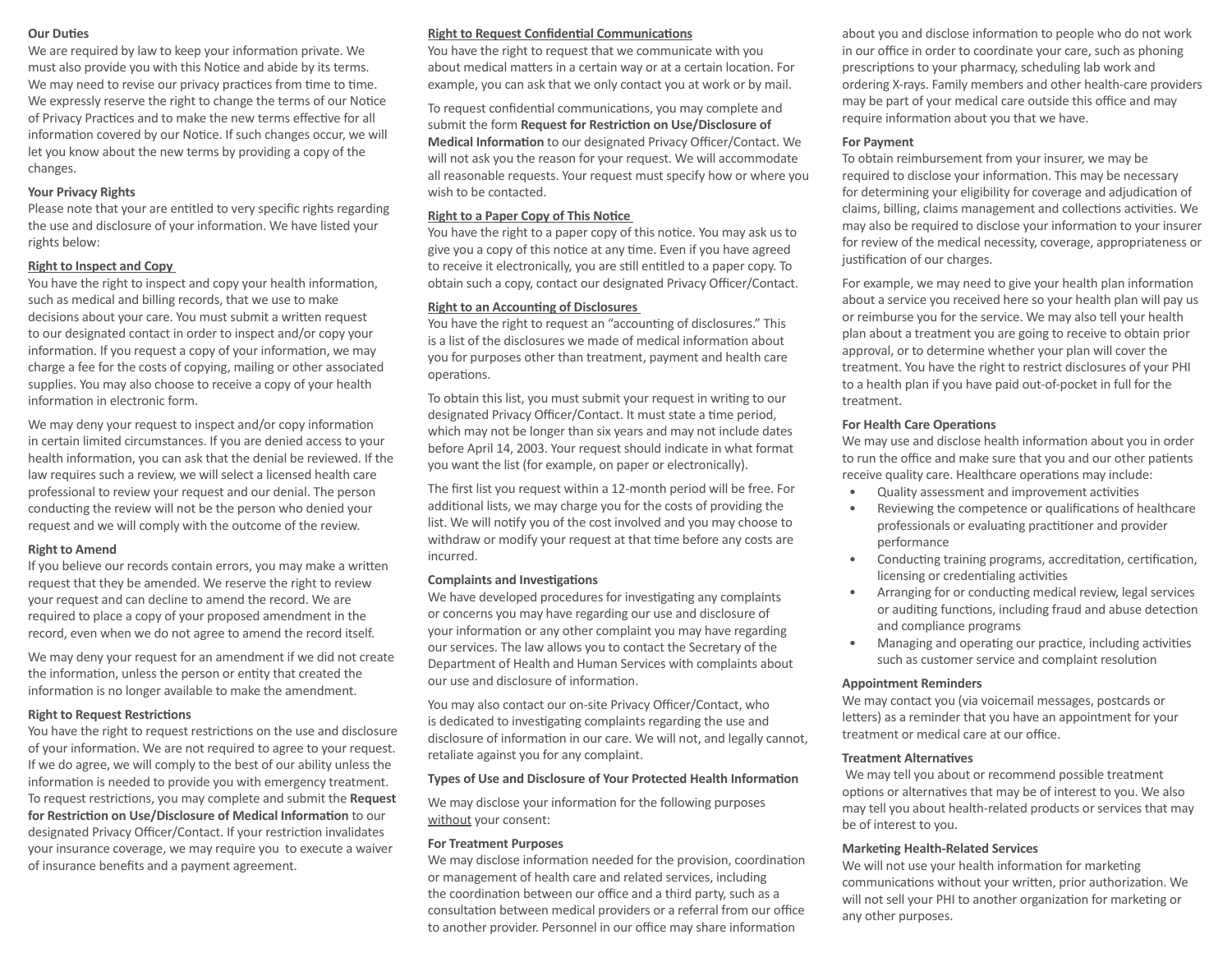**Our Duties**

We are required by law to keep your information private. We must also provide you with this Notice and abide by its terms. We may need to revise our privacy practices from time to time. We expressly reserve the right to change the terms of our Notice of Privacy Practices and to make the new terms effective for all information covered by our Notice. If such changes occur, we will let you know about the new terms by providing a copy of the changes.

**Your Privacy Rights**

Please note that your are entitled to very specific rights regarding the use and disclosure of your information. We have listed your rights below:

**Right to Inspect and Copy**

You have the right to inspect and copy your health information, such as medical and billing records, that we use to make decisions about your care. You must submit a written request to our designated contact in order to inspect and/or copy your information. If you request a copy of your information, we may charge a fee for the costs of copying, mailing or other associated supplies. You may also choose to receive a copy of your health information in electronic form.

We may deny your request to inspect and/or copy information in certain limited circumstances. If you are denied access to your health information, you can ask that the denial be reviewed. If the law requires such a review, we will select a licensed health care professional to review your request and our denial. The person conducting the review will not be the person who denied your request and we will comply with the outcome of the review.

**Right to Amend**

If you believe our records contain errors, you may make a written request that they be amended. We reserve the right to review your request and can decline to amend the record. We are required to place a copy of your proposed amendment in the record, even when we do not agree to amend the record itself.

We may deny your request for an amendment if we did not create the information, unless the person or entity that created the information is no longer available to make the amendment.

**Right to Request Restrictions**

You have the right to request restrictions on the use and disclosure of your information. We are not required to agree to your request. If we do agree, we will comply to the best of our ability unless the information is needed to provide you with emergency treatment. To request restrictions, you may complete and submit the **Request for Restriction on Use/Disclosure of Medical Information** to our designated Privacy Officer/Contact. If your restriction invalidates your insurance coverage, we may require you to execute a waiver of insurance benefits and a payment agreement.

**Right to Request Confidential Communications**

You have the right to request that we communicate with you about medical matters in a certain way or at a certain location. For example, you can ask that we only contact you at work or by mail.

To request confidential communications, you may complete and submit the form **Request for Restriction on Use/Disclosure of Medical Information** to our designated Privacy Officer/Contact. We will not ask you the reason for your request. We will accommodate all reasonable requests. Your request must specify how or where you wish to be contacted.

**Right to a Paper Copy of This Notice**

You have the right to a paper copy of this notice. You may ask us to give you a copy of this notice at any time. Even if you have agreed to receive it electronically, you are still entitled to a paper copy. To obtain such a copy, contact our designated Privacy Officer/Contact.

**Right to an Accounting of Disclosures**

You have the right to request an "accounting of disclosures." This is a list of the disclosures we made of medical information about you for purposes other than treatment, payment and health care operations.

To obtain this list, you must submit your request in writing to our designated Privacy Officer/Contact. It must state a time period, which may not be longer than six years and may not include dates before April 14, 2003. Your request should indicate in what format you want the list (for example, on paper or electronically).

The first list you request within a 12-month period will be free. For additional lists, we may charge you for the costs of providing the list. We will notify you of the cost involved and you may choose to withdraw or modify your request at that time before any costs are incurred.

**Complaints and Investigations**

We have developed procedures for investigating any complaints or concerns you may have regarding our use and disclosure of your information or any other complaint you may have regarding our services. The law allows you to contact the Secretary of the Department of Health and Human Services with complaints about our use and disclosure of information.

You may also contact our on-site Privacy Officer/Contact, who is dedicated to investigating complaints regarding the use and disclosure of information in our care. We will not, and legally cannot, retaliate against you for any complaint.

**Types of Use and Disclosure of Your Protected Health Information**

We may disclose your information for the following purposes without your consent:

**For Treatment Purposes**

We may disclose information needed for the provision, coordination or management of health care and related services, including the coordination between our office and a third party, such as a consultation between medical providers or a referral from our office to another provider. Personnel in our office may share information about you and disclose information to people who do not work in our office in order to coordinate your care, such as phoning prescriptions to your pharmacy, scheduling lab work and ordering X-rays. Family members and other health-care providers may be part of your medical care outside this office and may require information about you that we have.

**For Payment**

To obtain reimbursement from your insurer, we may be required to disclose your information. This may be necessary for determining your eligibility for coverage and adjudication of claims, billing, claims management and collections activities. We may also be required to disclose your information to your insurer for review of the medical necessity, coverage, appropriateness or justification of our charges.

For example, we may need to give your health plan information about a service you received here so your health plan will pay us or reimburse you for the service. We may also tell your health plan about a treatment you are going to receive to obtain prior approval, or to determine whether your plan will cover the treatment. You have the right to restrict disclosures of your PHI to a health plan if you have paid out-of-pocket in full for the treatment.

**For Health Care Operations**

We may use and disclose health information about you in order to run the office and make sure that you and our other patients receive quality care. Healthcare operations may include:

- Quality assessment and improvement activities
- Reviewing the competence or qualifications of healthcare professionals or evaluating practitioner and provider performance
- Conducting training programs, accreditation, certification, licensing or credentialing activities
- Arranging for or conducting medical review, legal services or auditing functions, including fraud and abuse detection and compliance programs
- Managing and operating our practice, including activities such as customer service and complaint resolution

**Appointment Reminders**

We may contact you (via voicemail messages, postcards or letters) as a reminder that you have an appointment for your treatment or medical care at our office.

**Treatment Alternatives**

We may tell you about or recommend possible treatment options or alternatives that may be of interest to you. We also may tell you about health-related products or services that may be of interest to you.

**Marketing Health-Related Services**

We will not use your health information for marketing communications without your written, prior authorization. We will not sell your PHI to another organization for marketing or any other purposes.